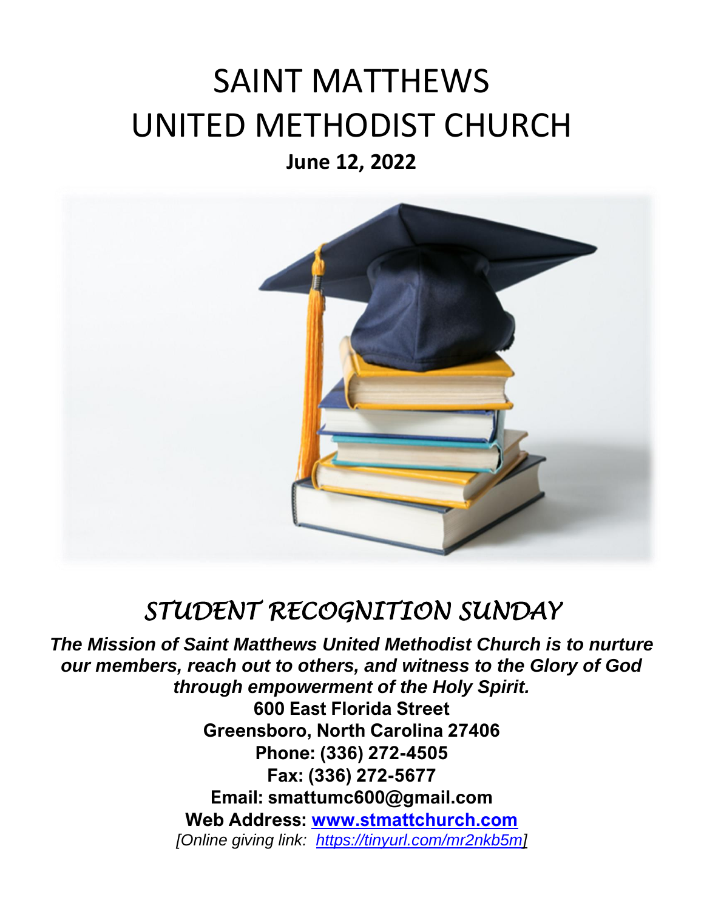# SAINT MATTHEWS
# UNITED METHODIST CHURCH

**June 12, 2022**

## *STUDENT RECOGNITION SUNDAY*

***The Mission of Saint Matthews United Methodist Church is to nurture our members, reach out to others, and witness to the Glory of God through empowerment of the Holy Spirit.***

**600 East Florida Street**
**Greensboro, North Carolina 27406**
**Phone: (336) 272-4505**
**Fax: (336) 272-5677**
**Email: smattumc600@gmail.com**
**Web Address: [www.stmattchurch.com](http://www.stmattchurch.com)**

*[Online giving link: [https://tinyurl.com/mr2nkb5m](https://tinyurl.com/mr2nkb5m)]*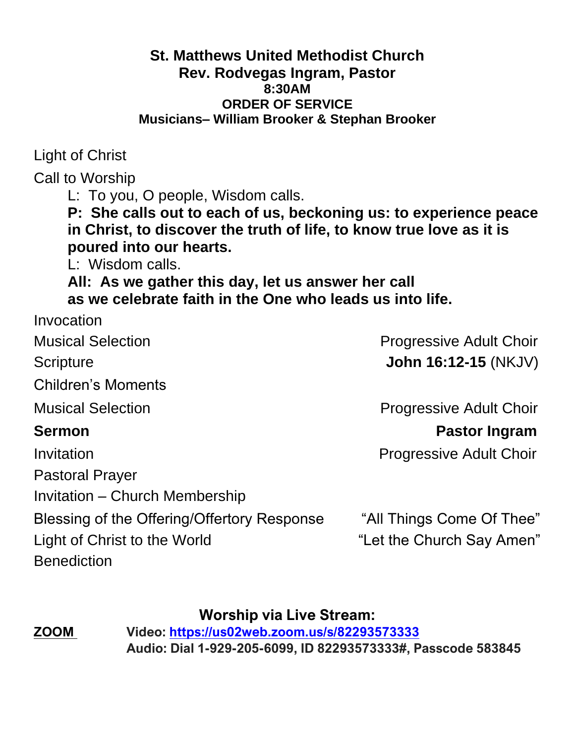**St. Matthews United Methodist Church**
**Rev. Rodvegas Ingram, Pastor**
**8:30AM**
**ORDER OF SERVICE**
**Musicians– William Brooker & Stephan Brooker**

Light of Christ

Call to Worship

L: To you, O people, Wisdom calls.

**P: She calls out to each of us, beckoning us: to experience peace in Christ, to discover the truth of life, to know true love as it is poured into our hearts.**

L: Wisdom calls.

**All: As we gather this day, let us answer her call as we celebrate faith in the One who leads us into life.**

Invocation

Musical Selection — Progressive Adult Choir

Scripture — **John 16:12-15** (NKJV)

Children's Moments

Musical Selection — Progressive Adult Choir

**Sermon — Pastor Ingram**

Invitation — Progressive Adult Choir

Pastoral Prayer

Invitation – Church Membership

Blessing of the Offering/Offertory Response — "All Things Come Of Thee"

Light of Christ to the World — "Let the Church Say Amen"

Benediction

**Worship via Live Stream:**

**ZOOM** **Video: https://us02web.zoom.us/s/82293573333**
**Audio: Dial 1-929-205-6099, ID 82293573333#, Passcode 583845**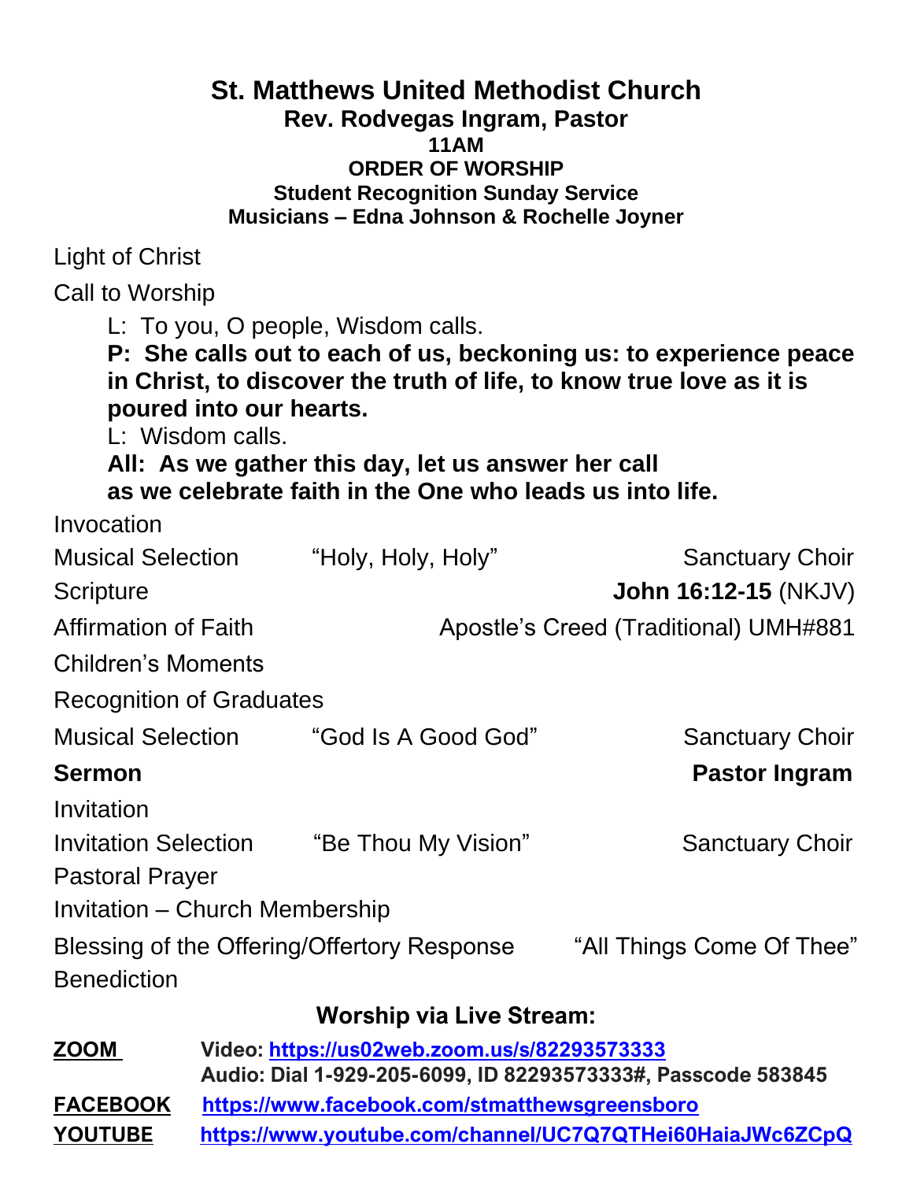# St. Matthews United Methodist Church

**Rev. Rodvegas Ingram, Pastor**
**11AM**
**ORDER OF WORSHIP**
**Student Recognition Sunday Service**
**Musicians – Edna Johnson & Rochelle Joyner**

Light of Christ

Call to Worship

L: To you, O people, Wisdom calls.
**P: She calls out to each of us, beckoning us: to experience peace in Christ, to discover the truth of life, to know true love as it is poured into our hearts.**
L: Wisdom calls.
**All: As we gather this day, let us answer her call as we celebrate faith in the One who leads us into life.**

Invocation

Musical Selection "Holy, Holy, Holy" Sanctuary Choir

Scripture **John 16:12-15** (NKJV)

Affirmation of Faith Apostle's Creed (Traditional) UMH#881

Children's Moments

Recognition of Graduates

Musical Selection "God Is A Good God" Sanctuary Choir

**Sermon** **Pastor Ingram**

Invitation

Invitation Selection "Be Thou My Vision" Sanctuary Choir

Pastoral Prayer

Invitation – Church Membership

Blessing of the Offering/Offertory Response "All Things Come Of Thee"

Benediction

## Worship via Live Stream:

**ZOOM** Video: **https://us02web.zoom.us/s/82293573333**
**Audio: Dial 1-929-205-6099, ID 82293573333#, Passcode 583845**

**FACEBOOK** **https://www.facebook.com/stmatthewsgreensboro**

**YOUTUBE** **https://www.youtube.com/channel/UC7Q7QTHei60HaiaJWc6ZCpQ**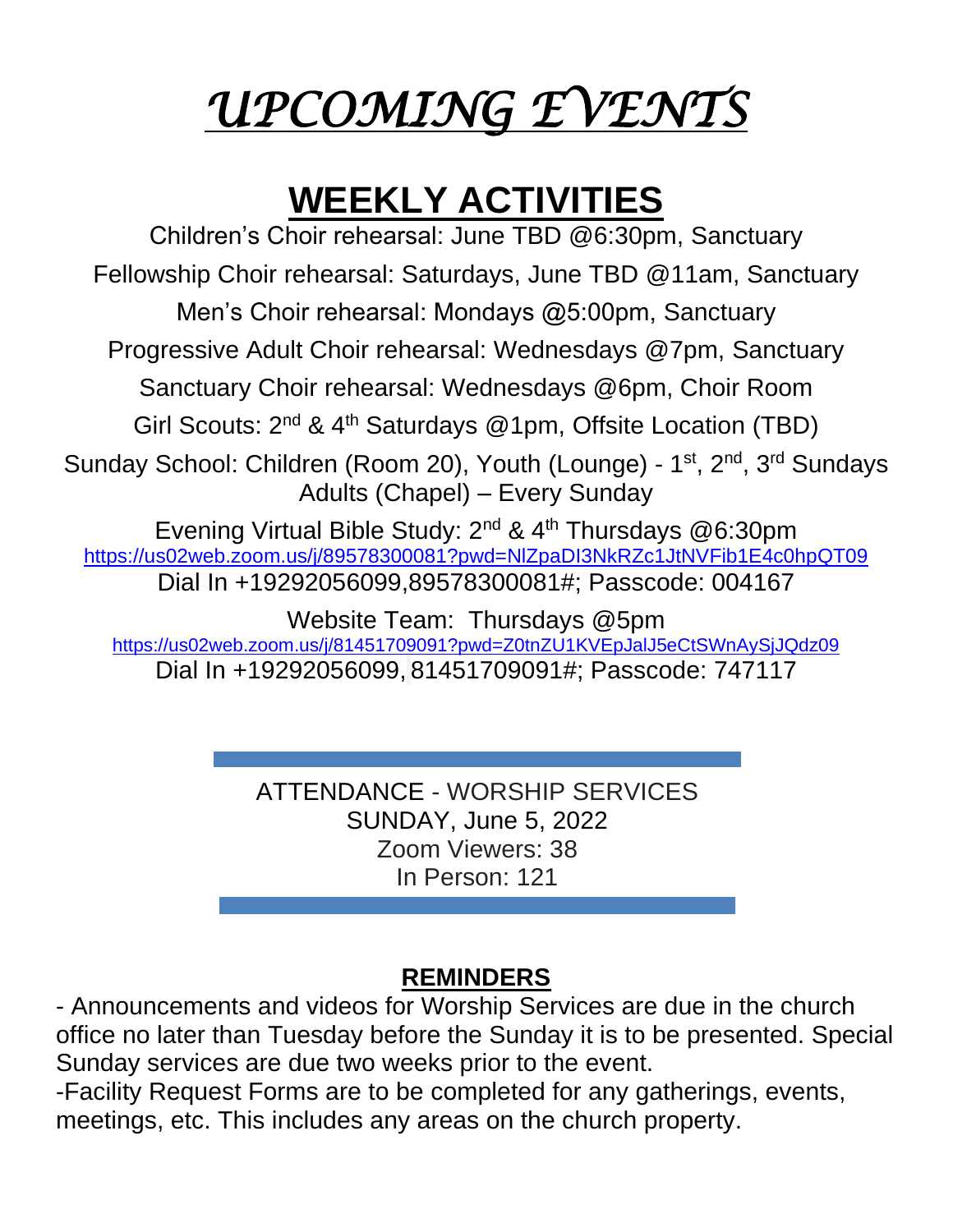# *UPCOMING EVENTS*

## WEEKLY ACTIVITIES

Children's Choir rehearsal: June TBD @6:30pm, Sanctuary

Fellowship Choir rehearsal: Saturdays, June TBD @11am, Sanctuary

Men's Choir rehearsal: Mondays @5:00pm, Sanctuary

Progressive Adult Choir rehearsal: Wednesdays @7pm, Sanctuary

Sanctuary Choir rehearsal: Wednesdays @6pm, Choir Room

Girl Scouts: 2nd & 4th Saturdays @1pm, Offsite Location (TBD)

Sunday School: Children (Room 20), Youth (Lounge) - 1st, 2nd, 3rd Sundays
Adults (Chapel) – Every Sunday

Evening Virtual Bible Study: 2nd & 4th Thursdays @6:30pm
https://us02web.zoom.us/j/89578300081?pwd=NlZpaDI3NkRZc1JtNVFib1E4c0hpQT09
Dial In +19292056099,89578300081#; Passcode: 004167

Website Team: Thursdays @5pm
https://us02web.zoom.us/j/81451709091?pwd=Z0tnZU1KVEpJalJ5eCtSWnAySjJQdz09
Dial In +19292056099,81451709091#; Passcode: 747117

---

ATTENDANCE - WORSHIP SERVICES
SUNDAY, June 5, 2022
Zoom Viewers: 38
In Person: 121

---

### REMINDERS

- Announcements and videos for Worship Services are due in the church office no later than Tuesday before the Sunday it is to be presented. Special Sunday services are due two weeks prior to the event.
-Facility Request Forms are to be completed for any gatherings, events, meetings, etc. This includes any areas on the church property.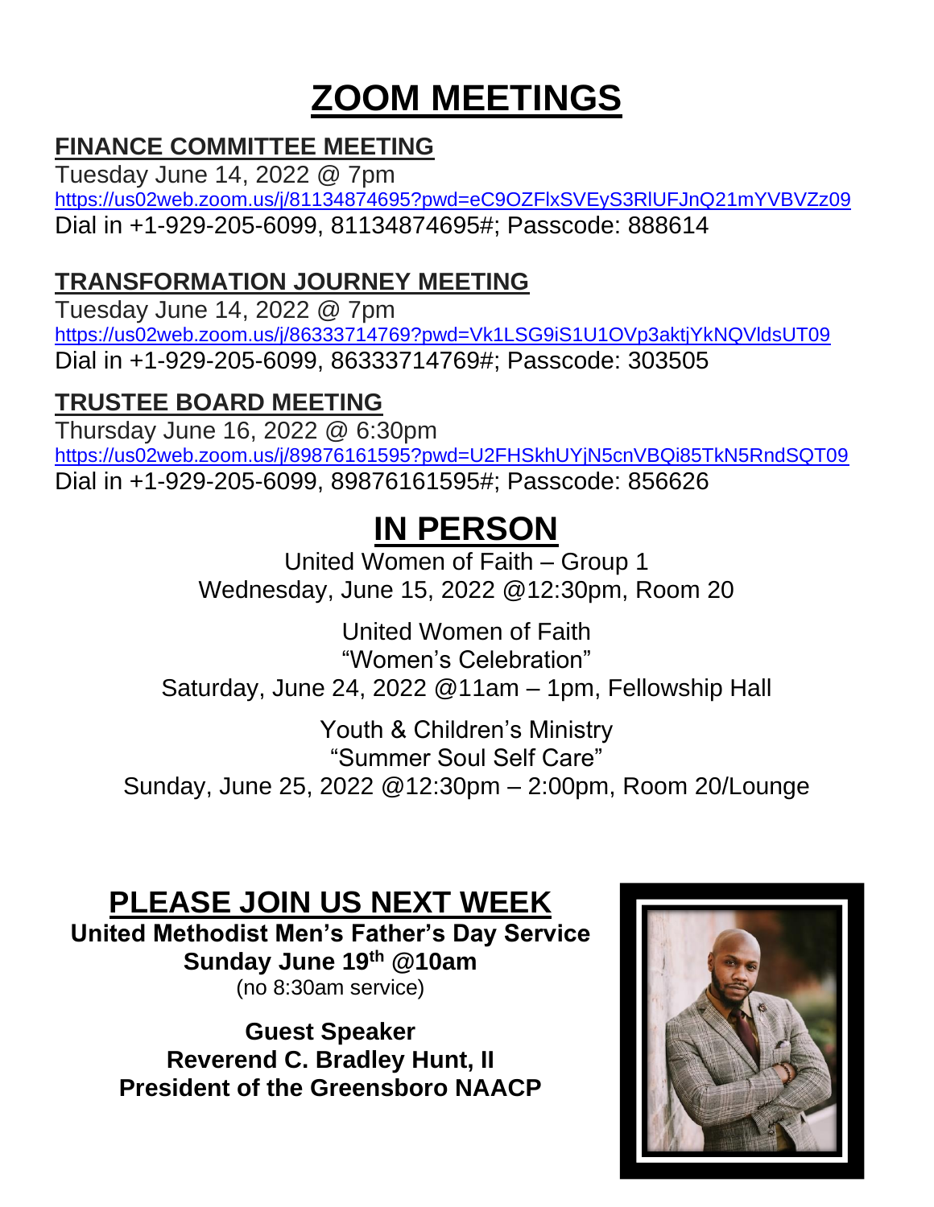# ZOOM MEETINGS

## FINANCE COMMITTEE MEETING

Tuesday June 14, 2022 @ 7pm
https://us02web.zoom.us/j/81134874695?pwd=eC9OZFlxSVEyS3RlUFJnQ21mYVBVZz09
Dial in +1-929-205-6099, 81134874695#; Passcode: 888614

## TRANSFORMATION JOURNEY MEETING

Tuesday June 14, 2022 @ 7pm
https://us02web.zoom.us/j/86333714769?pwd=Vk1LSG9iS1U1OVp3aktjYkNQVldsUT09
Dial in +1-929-205-6099, 86333714769#; Passcode: 303505

## TRUSTEE BOARD MEETING

Thursday June 16, 2022 @ 6:30pm
https://us02web.zoom.us/j/89876161595?pwd=U2FHSkhUYjN5cnVBQi85TkN5RndSQT09
Dial in +1-929-205-6099, 89876161595#; Passcode: 856626

# IN PERSON

United Women of Faith – Group 1
Wednesday, June 15, 2022 @12:30pm, Room 20

United Women of Faith
"Women's Celebration"
Saturday, June 24, 2022 @11am – 1pm, Fellowship Hall

Youth & Children's Ministry
"Summer Soul Self Care"
Sunday, June 25, 2022 @12:30pm – 2:00pm, Room 20/Lounge

# PLEASE JOIN US NEXT WEEK

**United Methodist Men's Father's Day Service**
**Sunday June 19th @10am**
(no 8:30am service)

**Guest Speaker**
**Reverend C. Bradley Hunt, II**
**President of the Greensboro NAACP**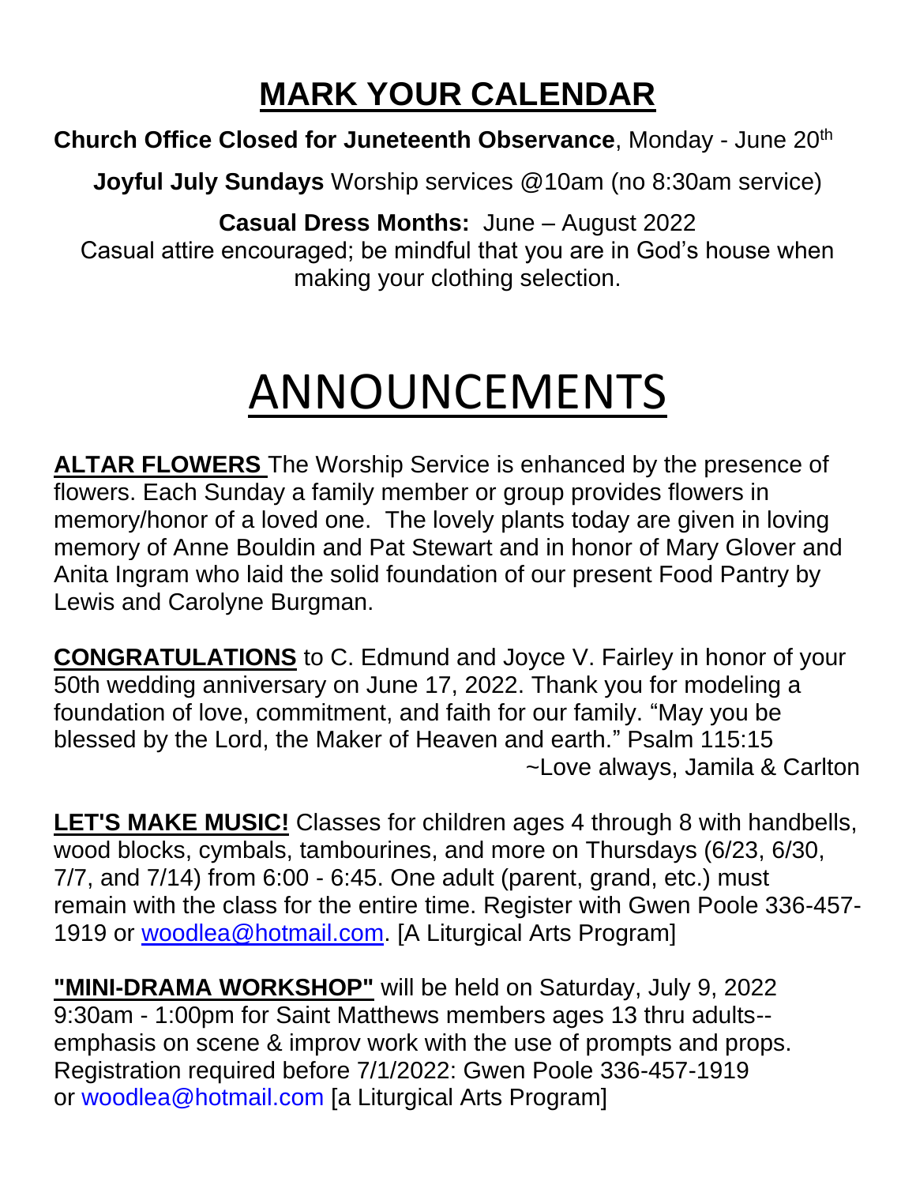# MARK YOUR CALENDAR

**Church Office Closed for Juneteenth Observance**, Monday - June 20th

**Joyful July Sundays** Worship services @10am (no 8:30am service)

**Casual Dress Months:** June – August 2022
Casual attire encouraged; be mindful that you are in God's house when making your clothing selection.

# ANNOUNCEMENTS

**ALTAR FLOWERS** The Worship Service is enhanced by the presence of flowers. Each Sunday a family member or group provides flowers in memory/honor of a loved one. The lovely plants today are given in loving memory of Anne Bouldin and Pat Stewart and in honor of Mary Glover and Anita Ingram who laid the solid foundation of our present Food Pantry by Lewis and Carolyne Burgman.

**CONGRATULATIONS** to C. Edmund and Joyce V. Fairley in honor of your 50th wedding anniversary on June 17, 2022. Thank you for modeling a foundation of love, commitment, and faith for our family. "May you be blessed by the Lord, the Maker of Heaven and earth." Psalm 115:15
~Love always, Jamila & Carlton

**LET'S MAKE MUSIC!** Classes for children ages 4 through 8 with handbells, wood blocks, cymbals, tambourines, and more on Thursdays (6/23, 6/30, 7/7, and 7/14) from 6:00 - 6:45. One adult (parent, grand, etc.) must remain with the class for the entire time. Register with Gwen Poole 336-457-1919 or woodlea@hotmail.com. [A Liturgical Arts Program]

**"MINI-DRAMA WORKSHOP"** will be held on Saturday, July 9, 2022 9:30am - 1:00pm for Saint Matthews members ages 13 thru adults--emphasis on scene & improv work with the use of prompts and props. Registration required before 7/1/2022: Gwen Poole 336-457-1919 or woodlea@hotmail.com [a Liturgical Arts Program]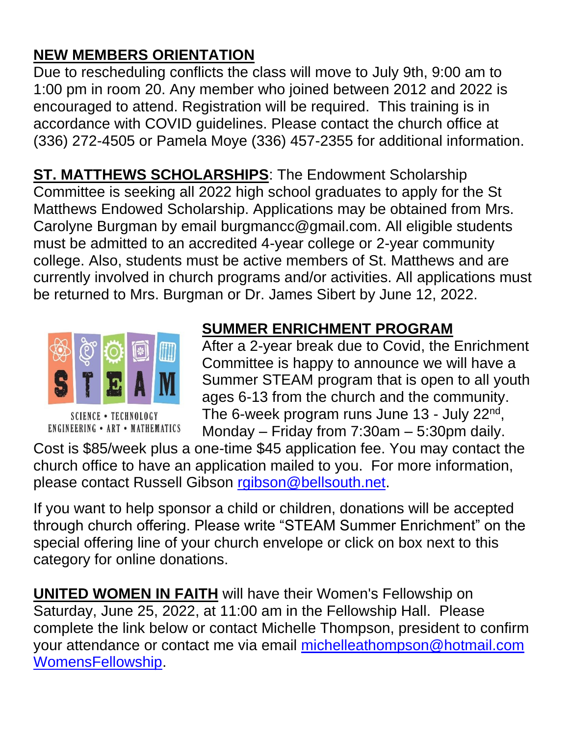**NEW MEMBERS ORIENTATION**

Due to rescheduling conflicts the class will move to July 9th, 9:00 am to 1:00 pm in room 20. Any member who joined between 2012 and 2022 is encouraged to attend. Registration will be required. This training is in accordance with COVID guidelines. Please contact the church office at (336) 272-4505 or Pamela Moye (336) 457-2355 for additional information.

**ST. MATTHEWS SCHOLARSHIPS**: The Endowment Scholarship Committee is seeking all 2022 high school graduates to apply for the St Matthews Endowed Scholarship. Applications may be obtained from Mrs. Carolyne Burgman by email burgmancc@gmail.com. All eligible students must be admitted to an accredited 4-year college or 2-year community college. Also, students must be active members of St. Matthews and are currently involved in church programs and/or activities. All applications must be returned to Mrs. Burgman or Dr. James Sibert by June 12, 2022.

**SUMMER ENRICHMENT PROGRAM**

SCIENCE • TECHNOLOGY ENGINEERING • ART • MATHEMATICS

After a 2-year break due to Covid, the Enrichment Committee is happy to announce we will have a Summer STEAM program that is open to all youth ages 6-13 from the church and the community. The 6-week program runs June 13 - July 22nd, Monday – Friday from 7:30am – 5:30pm daily. Cost is $85/week plus a one-time $45 application fee. You may contact the church office to have an application mailed to you. For more information, please contact Russell Gibson rgibson@bellsouth.net.

If you want to help sponsor a child or children, donations will be accepted through church offering. Please write "STEAM Summer Enrichment" on the special offering line of your church envelope or click on box next to this category for online donations.

**UNITED WOMEN IN FAITH** will have their Women's Fellowship on Saturday, June 25, 2022, at 11:00 am in the Fellowship Hall. Please complete the link below or contact Michelle Thompson, president to confirm your attendance or contact me via email michelleathompson@hotmail.com WomensFellowship.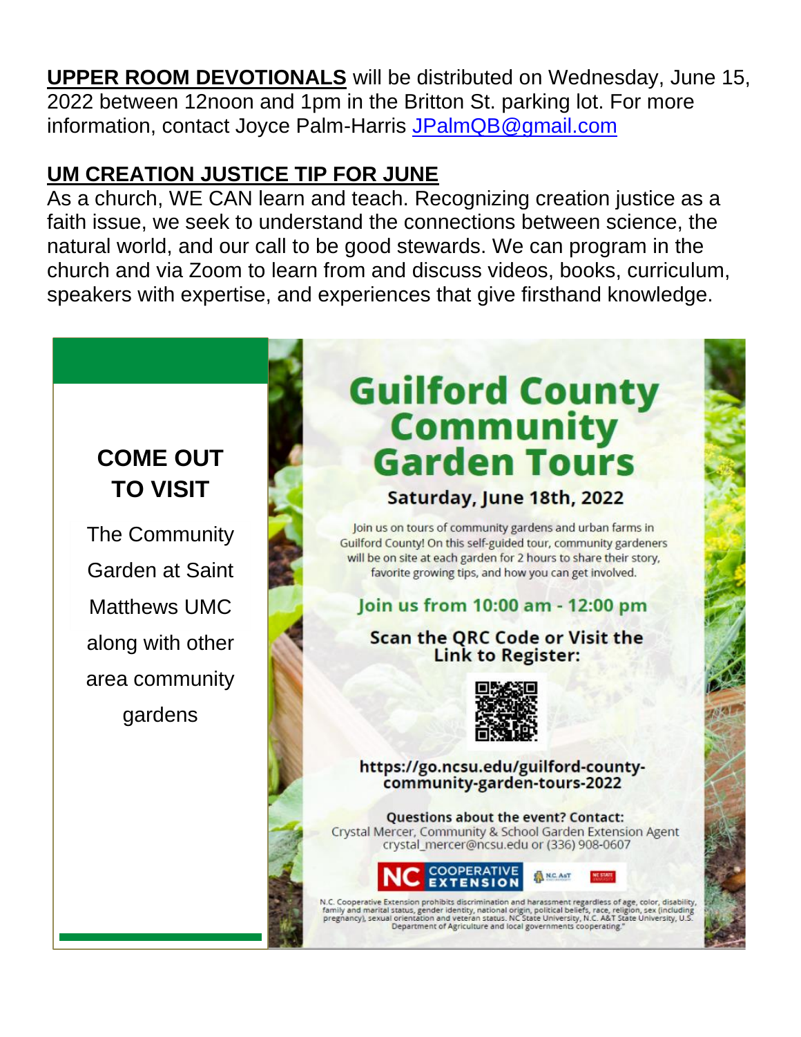**UPPER ROOM DEVOTIONALS** will be distributed on Wednesday, June 15, 2022 between 12noon and 1pm in the Britton St. parking lot. For more information, contact Joyce Palm-Harris JPalmQB@gmail.com

## UM CREATION JUSTICE TIP FOR JUNE

As a church, WE CAN learn and teach. Recognizing creation justice as a faith issue, we seek to understand the connections between science, the natural world, and our call to be good stewards. We can program in the church and via Zoom to learn from and discuss videos, books, curriculum, speakers with expertise, and experiences that give firsthand knowledge.

**COME OUT TO VISIT**

The Community Garden at Saint Matthews UMC along with other area community gardens

# Guilford County Community Garden Tours

**Saturday, June 18th, 2022**

Join us on tours of community gardens and urban farms in Guilford County! On this self-guided tour, community gardeners will be on site at each garden for 2 hours to share their story, favorite growing tips, and how you can get involved.

**Join us from 10:00 am - 12:00 pm**

**Scan the QRC Code or Visit the Link to Register:**

**https://go.ncsu.edu/guilford-county-community-garden-tours-2022**

**Questions about the event? Contact:**
Crystal Mercer, Community & School Garden Extension Agent
crystal_mercer@ncsu.edu or (336) 908-0607

NC COOPERATIVE EXTENSION

N.C. Cooperative Extension prohibits discrimination and harassment regardless of age, color, disability, family and marital status, gender identity, national origin, political beliefs, race, religion, sex (including pregnancy), sexual orientation and veteran status. NC State University, N.C. A&T State University, U.S. Department of Agriculture and local governments cooperating."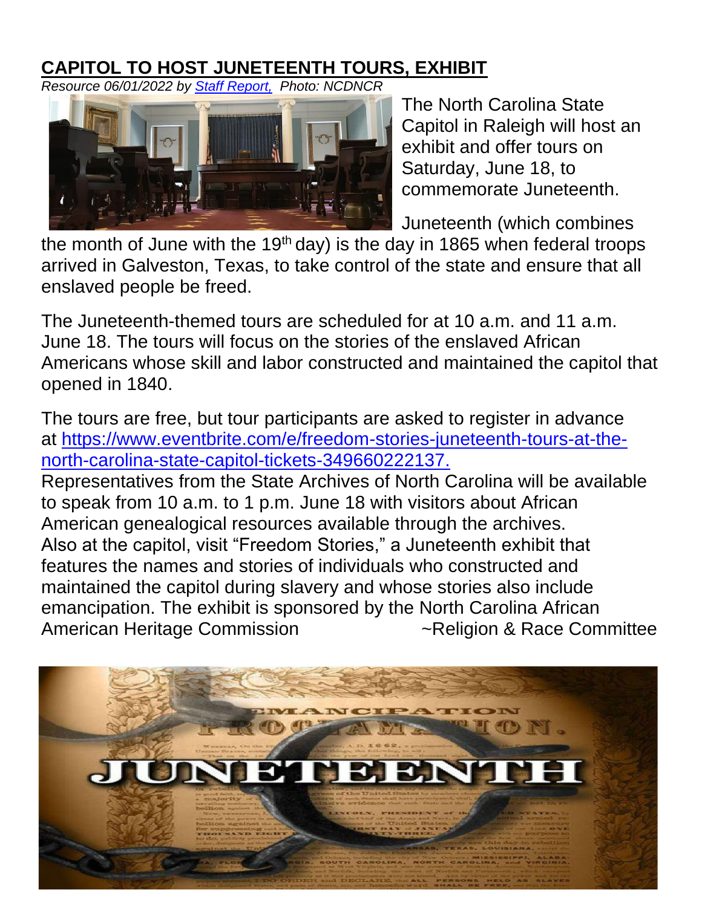## CAPITOL TO HOST JUNETEENTH TOURS, EXHIBIT

*Resource 06/01/2022 by Staff Report, Photo: NCDNCR*

The North Carolina State Capitol in Raleigh will host an exhibit and offer tours on Saturday, June 18, to commemorate Juneteenth.

Juneteenth (which combines the month of June with the 19th day) is the day in 1865 when federal troops arrived in Galveston, Texas, to take control of the state and ensure that all enslaved people be freed.

The Juneteenth-themed tours are scheduled for at 10 a.m. and 11 a.m. June 18. The tours will focus on the stories of the enslaved African Americans whose skill and labor constructed and maintained the capitol that opened in 1840.

The tours are free, but tour participants are asked to register in advance at https://www.eventbrite.com/e/freedom-stories-juneteenth-tours-at-the-north-carolina-state-capitol-tickets-349660222137.

Representatives from the State Archives of North Carolina will be available to speak from 10 a.m. to 1 p.m. June 18 with visitors about African American genealogical resources available through the archives.

Also at the capitol, visit "Freedom Stories," a Juneteenth exhibit that features the names and stories of individuals who constructed and maintained the capitol during slavery and whose stories also include emancipation. The exhibit is sponsored by the North Carolina African American Heritage Commission

~Religion & Race Committee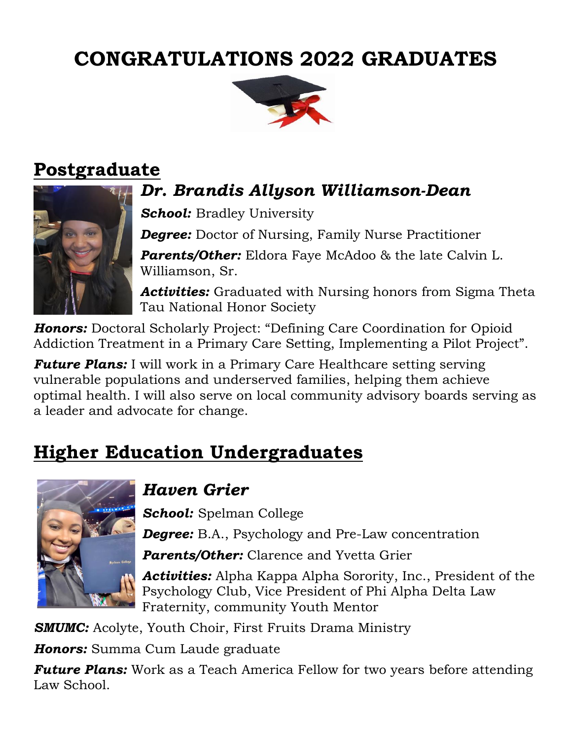# CONGRATULATIONS 2022 GRADUATES

## Postgraduate

### *Dr. Brandis Allyson Williamson-Dean*

***School:*** Bradley University

***Degree:*** Doctor of Nursing, Family Nurse Practitioner

***Parents/Other:*** Eldora Faye McAdoo & the late Calvin L. Williamson, Sr.

***Activities:*** Graduated with Nursing honors from Sigma Theta Tau National Honor Society

***Honors:*** Doctoral Scholarly Project: "Defining Care Coordination for Opioid Addiction Treatment in a Primary Care Setting, Implementing a Pilot Project".

***Future Plans:*** I will work in a Primary Care Healthcare setting serving vulnerable populations and underserved families, helping them achieve optimal health. I will also serve on local community advisory boards serving as a leader and advocate for change.

## Higher Education Undergraduates

### *Haven Grier*

***School:*** Spelman College

***Degree:*** B.A., Psychology and Pre-Law concentration

***Parents/Other:*** Clarence and Yvetta Grier

***Activities:*** Alpha Kappa Alpha Sorority, Inc., President of the Psychology Club, Vice President of Phi Alpha Delta Law Fraternity, community Youth Mentor

***SMUMC:*** Acolyte, Youth Choir, First Fruits Drama Ministry

***Honors:*** Summa Cum Laude graduate

***Future Plans:*** Work as a Teach America Fellow for two years before attending Law School.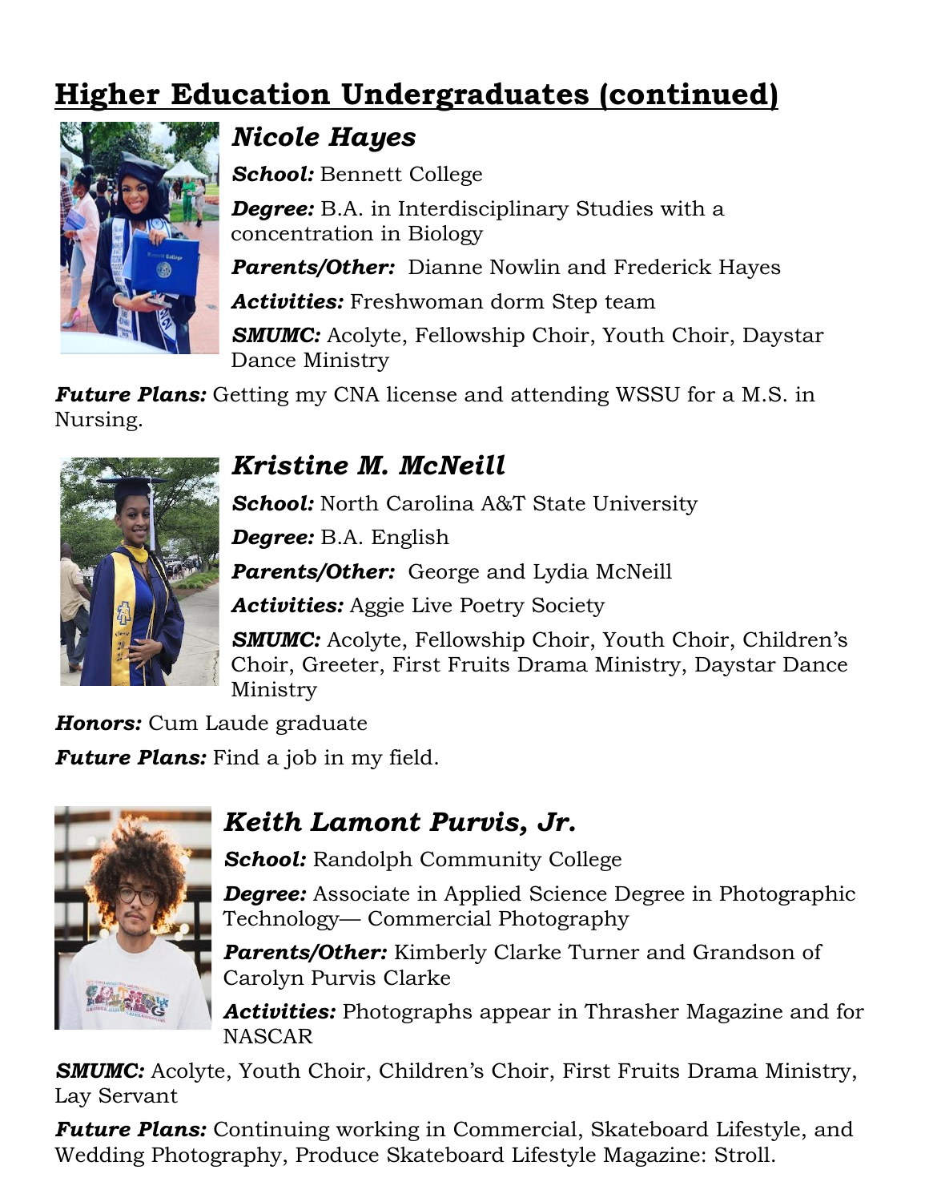## Higher Education Undergraduates (continued)

### *Nicole Hayes*

***School:*** Bennett College

***Degree:*** B.A. in Interdisciplinary Studies with a concentration in Biology

***Parents/Other:*** Dianne Nowlin and Frederick Hayes

***Activities:*** Freshwoman dorm Step team

***SMUMC:*** Acolyte, Fellowship Choir, Youth Choir, Daystar Dance Ministry

***Future Plans:*** Getting my CNA license and attending WSSU for a M.S. in Nursing.

### *Kristine M. McNeill*

***School:*** North Carolina A&T State University

***Degree:*** B.A. English

***Parents/Other:*** George and Lydia McNeill

***Activities:*** Aggie Live Poetry Society

***SMUMC:*** Acolyte, Fellowship Choir, Youth Choir, Children's Choir, Greeter, First Fruits Drama Ministry, Daystar Dance Ministry

***Honors:*** Cum Laude graduate

***Future Plans:*** Find a job in my field.

### *Keith Lamont Purvis, Jr.*

***School:*** Randolph Community College

***Degree:*** Associate in Applied Science Degree in Photographic Technology— Commercial Photography

***Parents/Other:*** Kimberly Clarke Turner and Grandson of Carolyn Purvis Clarke

***Activities:*** Photographs appear in Thrasher Magazine and for NASCAR

***SMUMC:*** Acolyte, Youth Choir, Children's Choir, First Fruits Drama Ministry, Lay Servant

***Future Plans:*** Continuing working in Commercial, Skateboard Lifestyle, and Wedding Photography, Produce Skateboard Lifestyle Magazine: Stroll.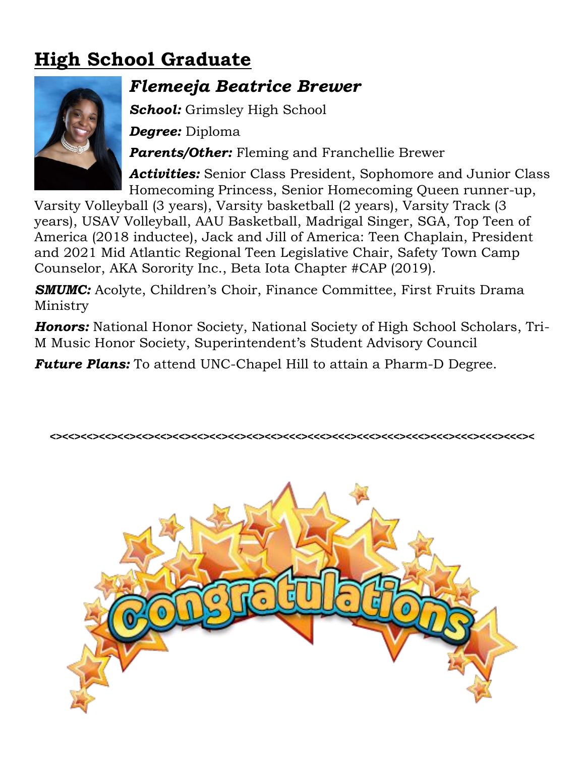# High School Graduate

## *Flemeeja Beatrice Brewer*

***School:*** Grimsley High School

***Degree:*** Diploma

***Parents/Other:*** Fleming and Franchellie Brewer

***Activities:*** Senior Class President, Sophomore and Junior Class Homecoming Princess, Senior Homecoming Queen runner-up, Varsity Volleyball (3 years), Varsity basketball (2 years), Varsity Track (3 years), USAV Volleyball, AAU Basketball, Madrigal Singer, SGA, Top Teen of America (2018 inductee), Jack and Jill of America: Teen Chaplain, President and 2021 Mid Atlantic Regional Teen Legislative Chair, Safety Town Camp Counselor, AKA Sorority Inc., Beta Iota Chapter #CAP (2019).

***SMUMC:*** Acolyte, Children's Choir, Finance Committee, First Fruits Drama Ministry

***Honors:*** National Honor Society, National Society of High School Scholars, Tri-M Music Honor Society, Superintendent's Student Advisory Council

***Future Plans:*** To attend UNC-Chapel Hill to attain a Pharm-D Degree.

<><><><><><><><><><><><><><><><><><><><><><><><><><><><><><><><><><><><><><><><><><><><><><><><><><><><><><><><><><><><><><><><><><><><><><><><><><><><><><

Congratulations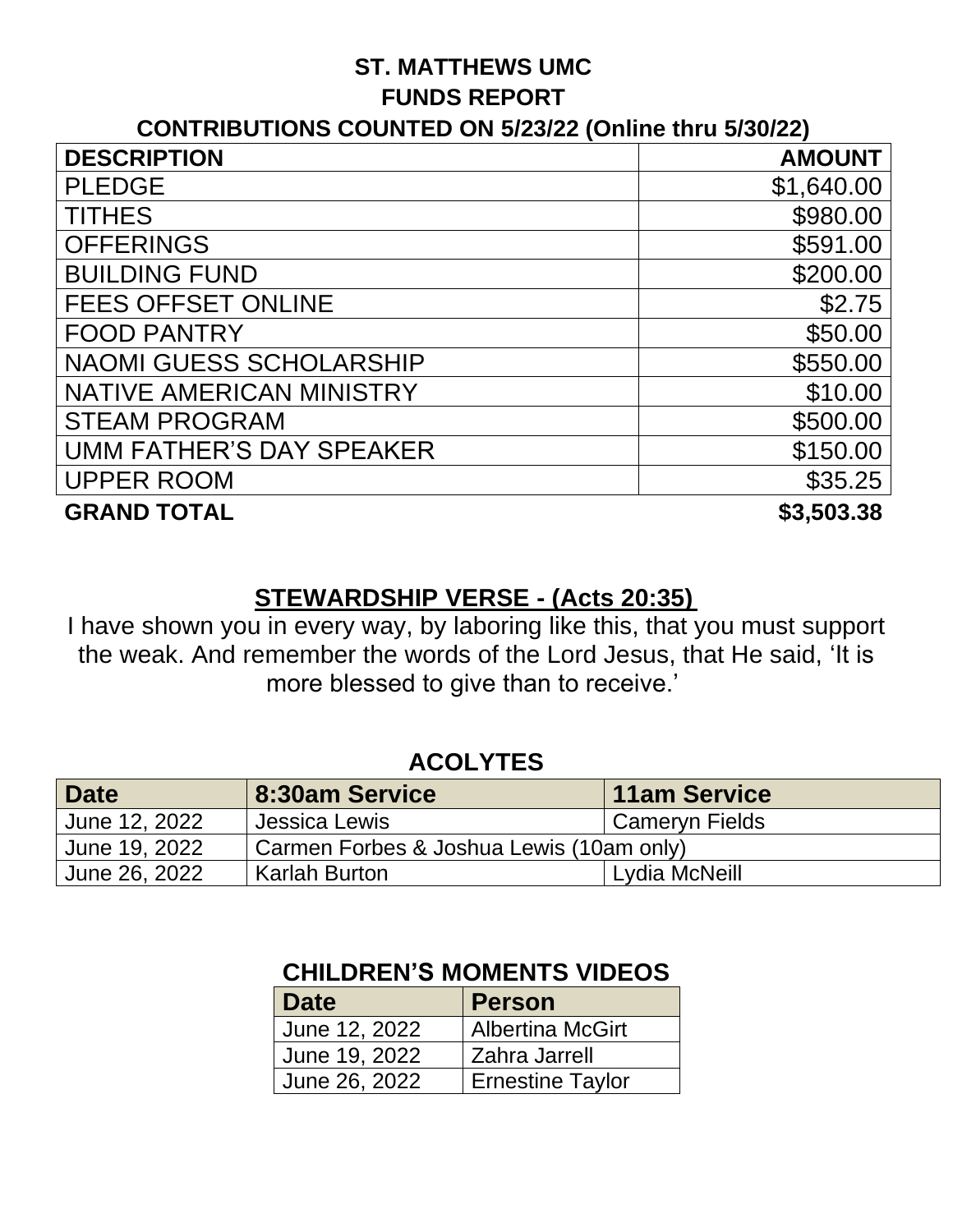# ST. MATTHEWS UMC

## FUNDS REPORT

### CONTRIBUTIONS COUNTED ON 5/23/22 (Online thru 5/30/22)

| DESCRIPTION | AMOUNT |
|---|---:|
| PLEDGE | $1,640.00 |
| TITHES | $980.00 |
| OFFERINGS | $591.00 |
| BUILDING FUND | $200.00 |
| FEES OFFSET ONLINE | $2.75 |
| FOOD PANTRY | $50.00 |
| NAOMI GUESS SCHOLARSHIP | $550.00 |
| NATIVE AMERICAN MINISTRY | $10.00 |
| STEAM PROGRAM | $500.00 |
| UMM FATHER'S DAY SPEAKER | $150.00 |
| UPPER ROOM | $35.25 |
| **GRAND TOTAL** | **$3,503.38** |

## STEWARDSHIP VERSE - (Acts 20:35)

I have shown you in every way, by laboring like this, that you must support the weak. And remember the words of the Lord Jesus, that He said, 'It is more blessed to give than to receive.'

## ACOLYTES

| Date | 8:30am Service | 11am Service |
|---|---|---|
| June 12, 2022 | Jessica Lewis | Cameryn Fields |
| June 19, 2022 | Carmen Forbes & Joshua Lewis (10am only) | |
| June 26, 2022 | Karlah Burton | Lydia McNeill |

## CHILDREN'S MOMENTS VIDEOS

| Date | Person |
|---|---|
| June 12, 2022 | Albertina McGirt |
| June 19, 2022 | Zahra Jarrell |
| June 26, 2022 | Ernestine Taylor |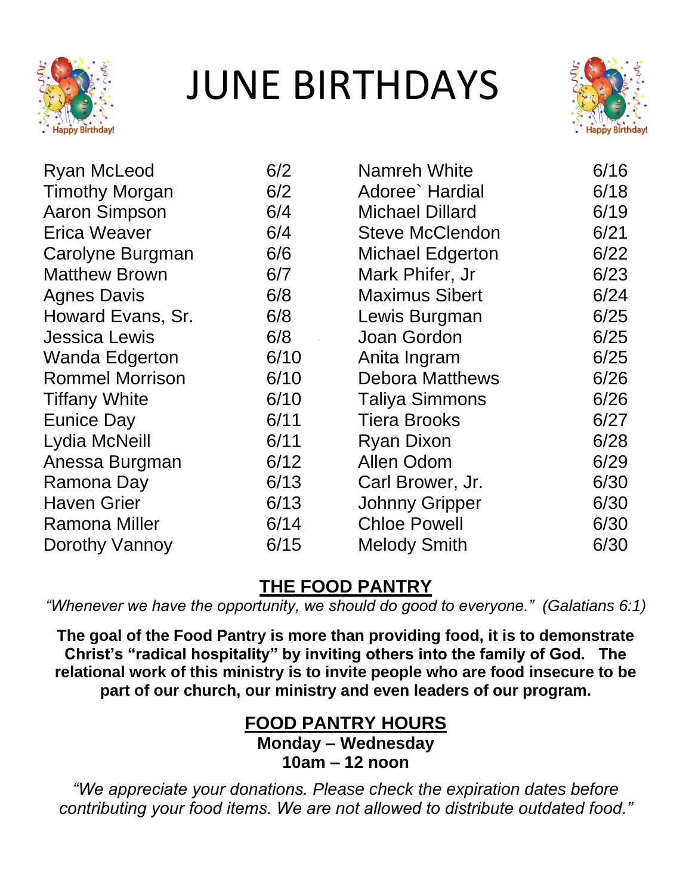# JUNE BIRTHDAYS

| Name | Date | Name | Date |
|---|---|---|---|
| Ryan McLeod | 6/2 | Namreh White | 6/16 |
| Timothy Morgan | 6/2 | Adoree` Hardial | 6/18 |
| Aaron Simpson | 6/4 | Michael Dillard | 6/19 |
| Erica Weaver | 6/4 | Steve McClendon | 6/21 |
| Carolyne Burgman | 6/6 | Michael Edgerton | 6/22 |
| Matthew Brown | 6/7 | Mark Phifer, Jr | 6/23 |
| Agnes Davis | 6/8 | Maximus Sibert | 6/24 |
| Howard Evans, Sr. | 6/8 | Lewis Burgman | 6/25 |
| Jessica Lewis | 6/8 | Joan Gordon | 6/25 |
| Wanda Edgerton | 6/10 | Anita Ingram | 6/25 |
| Rommel Morrison | 6/10 | Debora Matthews | 6/26 |
| Tiffany White | 6/10 | Taliya Simmons | 6/26 |
| Eunice Day | 6/11 | Tiera Brooks | 6/27 |
| Lydia McNeill | 6/11 | Ryan Dixon | 6/28 |
| Anessa Burgman | 6/12 | Allen Odom | 6/29 |
| Ramona Day | 6/13 | Carl Brower, Jr. | 6/30 |
| Haven Grier | 6/13 | Johnny Gripper | 6/30 |
| Ramona Miller | 6/14 | Chloe Powell | 6/30 |
| Dorothy Vannoy | 6/15 | Melody Smith | 6/30 |

## THE FOOD PANTRY

*"Whenever we have the opportunity, we should do good to everyone." (Galatians 6:1)*

**The goal of the Food Pantry is more than providing food, it is to demonstrate Christ's "radical hospitality" by inviting others into the family of God. The relational work of this ministry is to invite people who are food insecure to be part of our church, our ministry and even leaders of our program.**

## FOOD PANTRY HOURS

**Monday – Wednesday**
**10am – 12 noon**

*"We appreciate your donations. Please check the expiration dates before contributing your food items. We are not allowed to distribute outdated food."*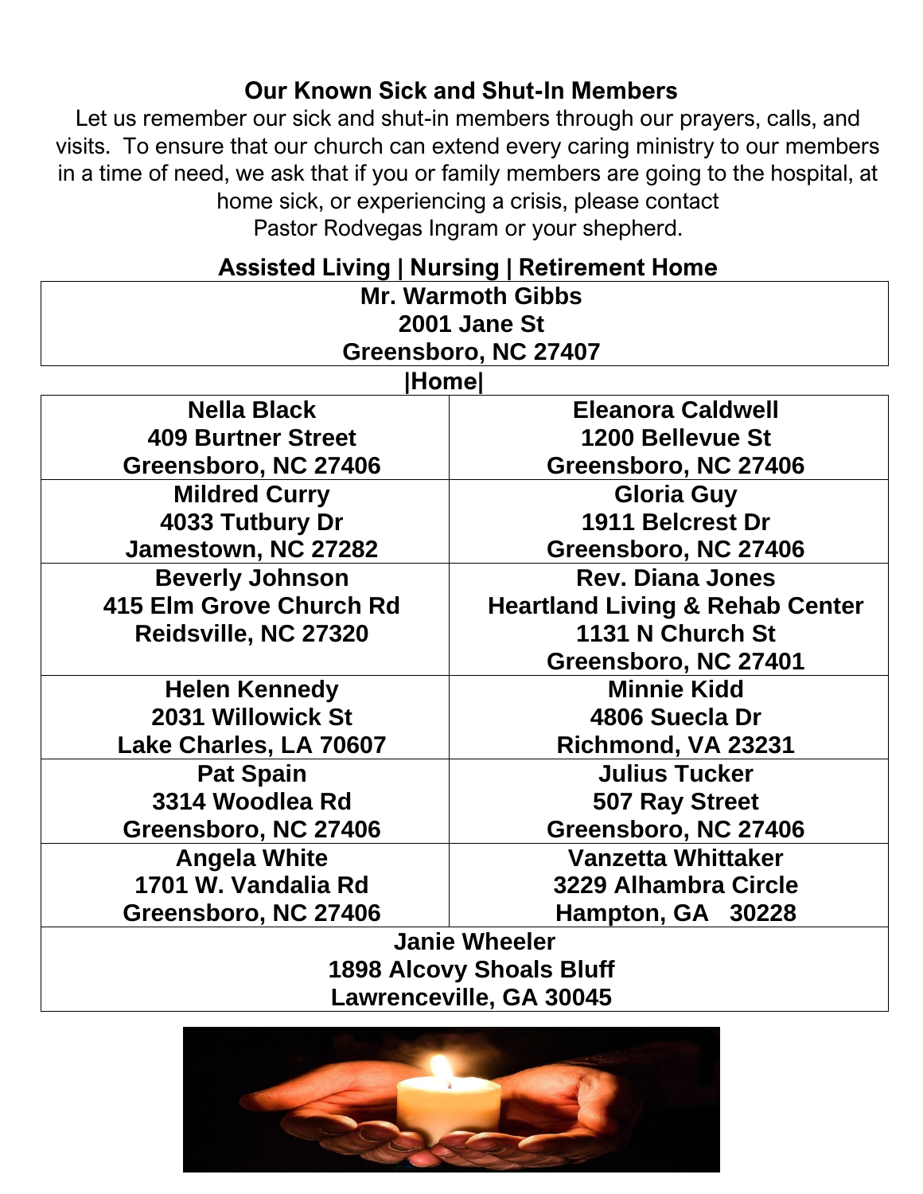## Our Known Sick and Shut-In Members

Let us remember our sick and shut-in members through our prayers, calls, and visits. To ensure that our church can extend every caring ministry to our members in a time of need, we ask that if you or family members are going to the hospital, at home sick, or experiencing a crisis, please contact Pastor Rodvegas Ingram or your shepherd.

### Assisted Living | Nursing | Retirement Home

**Mr. Warmoth Gibbs**
**2001 Jane St**
**Greensboro, NC 27407**

### |Home|

| | |
|---|---|
| **Nella Black**<br>**409 Burtner Street**<br>**Greensboro, NC 27406** | **Eleanora Caldwell**<br>**1200 Bellevue St**<br>**Greensboro, NC 27406** |
| **Mildred Curry**<br>**4033 Tutbury Dr**<br>**Jamestown, NC 27282** | **Gloria Guy**<br>**1911 Belcrest Dr**<br>**Greensboro, NC 27406** |
| **Beverly Johnson**<br>**415 Elm Grove Church Rd**<br>**Reidsville, NC 27320** | **Rev. Diana Jones**<br>**Heartland Living & Rehab Center**<br>**1131 N Church St**<br>**Greensboro, NC 27401** |
| **Helen Kennedy**<br>**2031 Willowick St**<br>**Lake Charles, LA 70607** | **Minnie Kidd**<br>**4806 Suecla Dr**<br>**Richmond, VA 23231** |
| **Pat Spain**<br>**3314 Woodlea Rd**<br>**Greensboro, NC 27406** | **Julius Tucker**<br>**507 Ray Street**<br>**Greensboro, NC 27406** |
| **Angela White**<br>**1701 W. Vandalia Rd**<br>**Greensboro, NC 27406** | **Vanzetta Whittaker**<br>**3229 Alhambra Circle**<br>**Hampton, GA 30228** |

**Janie Wheeler**
**1898 Alcovy Shoals Bluff**
**Lawrenceville, GA 30045**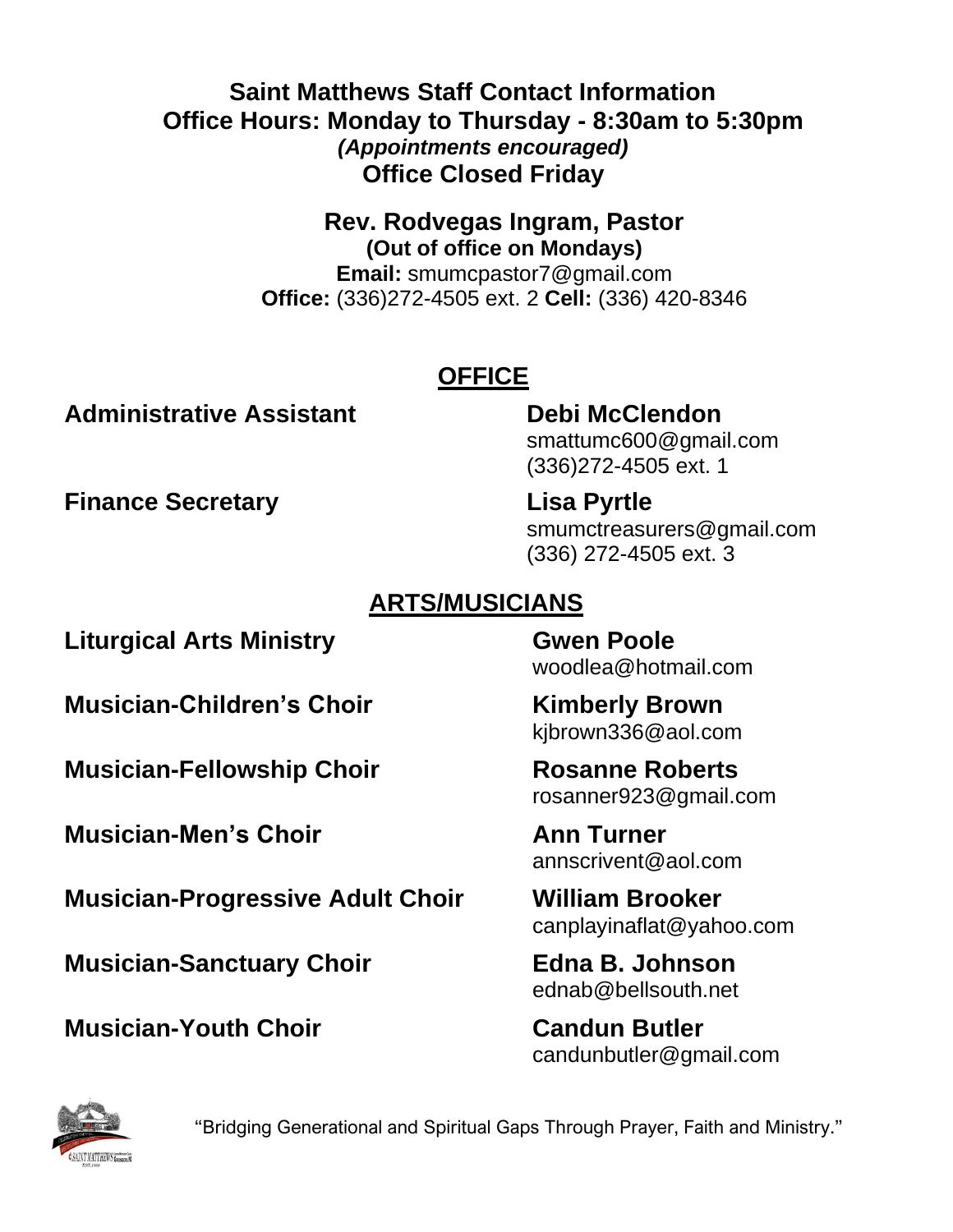# Saint Matthews Staff Contact Information

**Office Hours: Monday to Thursday - 8:30am to 5:30pm**

***(Appointments encouraged)***

**Office Closed Friday**

**Rev. Rodvegas Ingram, Pastor**

**(Out of office on Mondays)**

**Email:** smumcpastor7@gmail.com

**Office:** (336)272-4505 ext. 2 **Cell:** (336) 420-8346

## OFFICE

**Administrative Assistant** — **Debi McClendon**
smattumc600@gmail.com
(336)272-4505 ext. 1

**Finance Secretary** — **Lisa Pyrtle**
smumctreasurers@gmail.com
(336) 272-4505 ext. 3

## ARTS/MUSICIANS

**Liturgical Arts Ministry** — **Gwen Poole**
woodlea@hotmail.com

**Musician-Children's Choir** — **Kimberly Brown**
kjbrown336@aol.com

**Musician-Fellowship Choir** — **Rosanne Roberts**
rosanner923@gmail.com

**Musician-Men's Choir** — **Ann Turner**
annscrivent@aol.com

**Musician-Progressive Adult Choir** — **William Brooker**
canplayinaflat@yahoo.com

**Musician-Sanctuary Choir** — **Edna B. Johnson**
ednab@bellsouth.net

**Musician-Youth Choir** — **Candun Butler**
candunbutler@gmail.com

"Bridging Generational and Spiritual Gaps Through Prayer, Faith and Ministry."